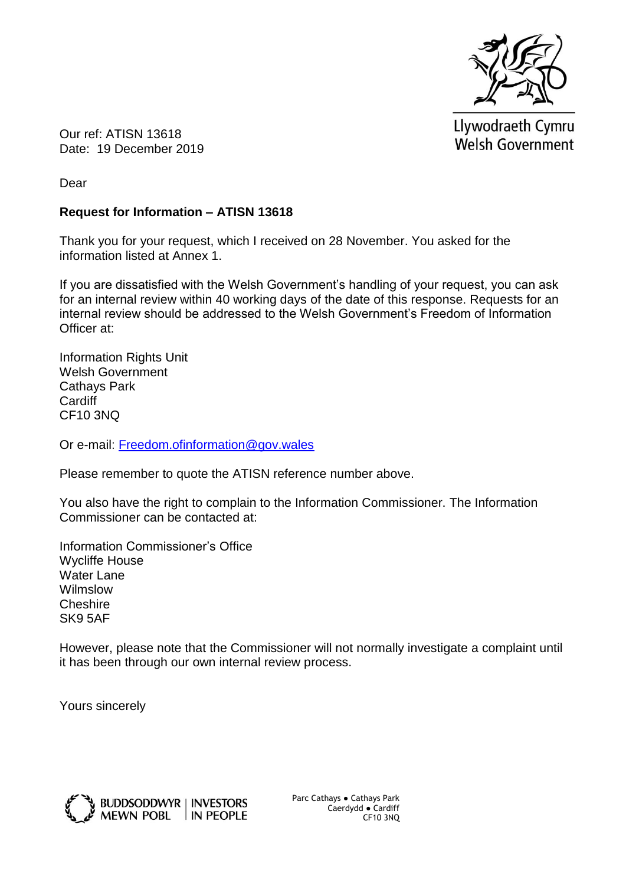Llywodraeth Cymru
Welsh Government

Our ref: ATISN 13618
Date: 19 December 2019

Dear

**Request for Information – ATISN 13618**

Thank you for your request, which I received on 28 November. You asked for the information listed at Annex 1.

If you are dissatisfied with the Welsh Government's handling of your request, you can ask for an internal review within 40 working days of the date of this response. Requests for an internal review should be addressed to the Welsh Government's Freedom of Information Officer at:

Information Rights Unit
Welsh Government
Cathays Park
Cardiff
CF10 3NQ

Or e-mail: Freedom.ofinformation@gov.wales

Please remember to quote the ATISN reference number above.

You also have the right to complain to the Information Commissioner. The Information Commissioner can be contacted at:

Information Commissioner's Office
Wycliffe House
Water Lane
Wilmslow
Cheshire
SK9 5AF

However, please note that the Commissioner will not normally investigate a complaint until it has been through our own internal review process.

Yours sincerely

BUDDSODDWYR MEWN POBL | INVESTORS IN PEOPLE

Parc Cathays ● Cathays Park
Caerdydd ● Cardiff
CF10 3NQ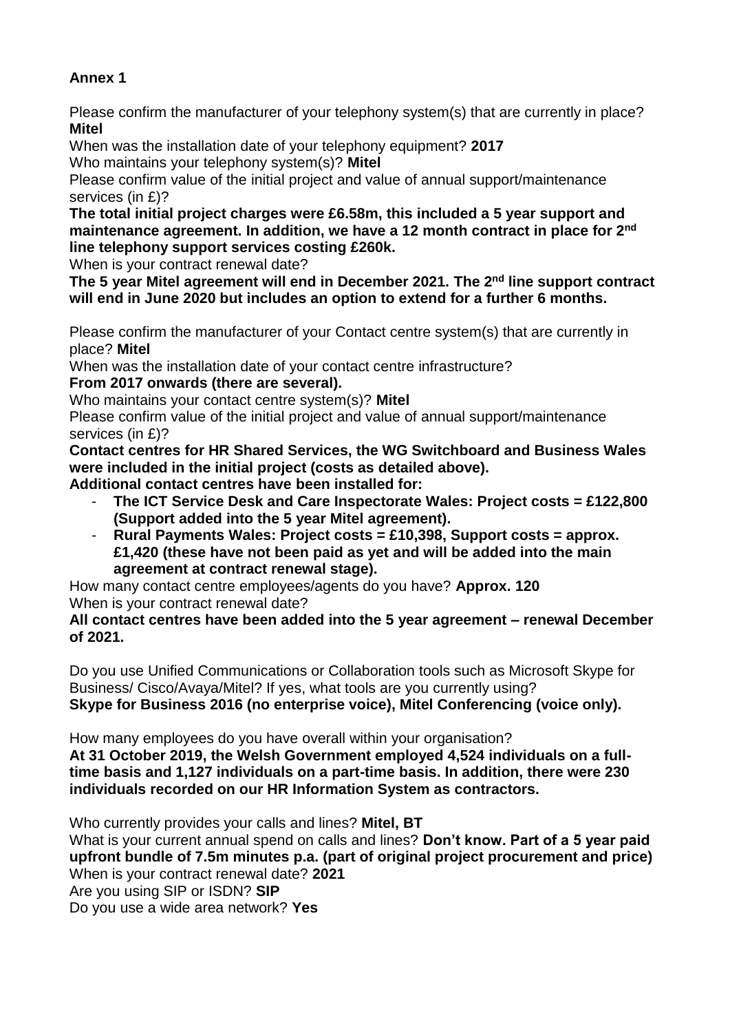**Annex 1**

Please confirm the manufacturer of your telephony system(s) that are currently in place? **Mitel**
When was the installation date of your telephony equipment? **2017**
Who maintains your telephony system(s)? **Mitel**
Please confirm value of the initial project and value of annual support/maintenance services (in £)?
**The total initial project charges were £6.58m, this included a 5 year support and maintenance agreement. In addition, we have a 12 month contract in place for 2nd line telephony support services costing £260k.**
When is your contract renewal date?
**The 5 year Mitel agreement will end in December 2021. The 2nd line support contract will end in June 2020 but includes an option to extend for a further 6 months.**

Please confirm the manufacturer of your Contact centre system(s) that are currently in place? **Mitel**
When was the installation date of your contact centre infrastructure?
**From 2017 onwards (there are several).**
Who maintains your contact centre system(s)? **Mitel**
Please confirm value of the initial project and value of annual support/maintenance services (in £)?
**Contact centres for HR Shared Services, the WG Switchboard and Business Wales were included in the initial project (costs as detailed above).**
**Additional contact centres have been installed for:**

- **The ICT Service Desk and Care Inspectorate Wales: Project costs = £122,800 (Support added into the 5 year Mitel agreement).**
- **Rural Payments Wales: Project costs = £10,398, Support costs = approx. £1,420 (these have not been paid as yet and will be added into the main agreement at contract renewal stage).**

How many contact centre employees/agents do you have? **Approx. 120**
When is your contract renewal date?
**All contact centres have been added into the 5 year agreement – renewal December of 2021.**

Do you use Unified Communications or Collaboration tools such as Microsoft Skype for Business/ Cisco/Avaya/Mitel? If yes, what tools are you currently using?
**Skype for Business 2016 (no enterprise voice), Mitel Conferencing (voice only).**

How many employees do you have overall within your organisation?
**At 31 October 2019, the Welsh Government employed 4,524 individuals on a full-time basis and 1,127 individuals on a part-time basis. In addition, there were 230 individuals recorded on our HR Information System as contractors.**

Who currently provides your calls and lines? **Mitel, BT**
What is your current annual spend on calls and lines? **Don't know. Part of a 5 year paid upfront bundle of 7.5m minutes p.a. (part of original project procurement and price)**
When is your contract renewal date? **2021**
Are you using SIP or ISDN? **SIP**
Do you use a wide area network? **Yes**